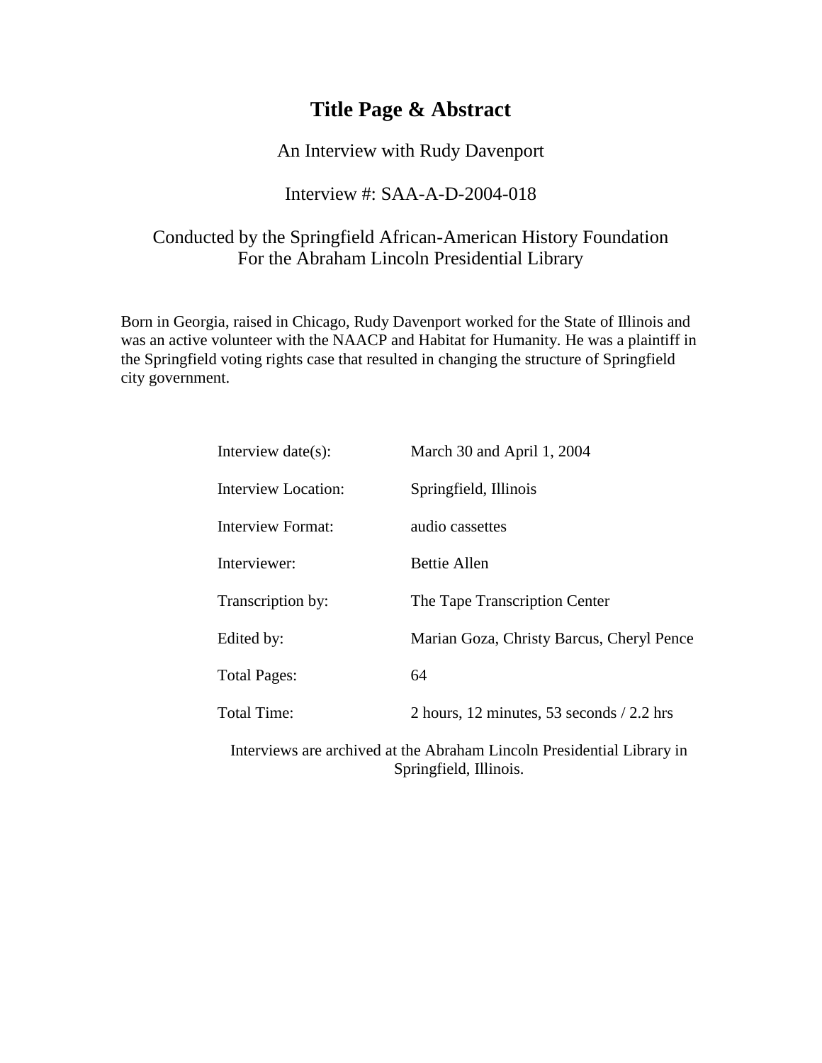# Title Page & Abstract

An Interview with Rudy Davenport

Interview #: SAA-A-D-2004-018

Conducted by the Springfield African-American History Foundation
For the Abraham Lincoln Presidential Library

Born in Georgia, raised in Chicago, Rudy Davenport worked for the State of Illinois and was an active volunteer with the NAACP and Habitat for Humanity. He was a plaintiff in the Springfield voting rights case that resulted in changing the structure of Springfield city government.

| | |
|---|---|
| Interview date(s): | March 30 and April 1, 2004 |
| Interview Location: | Springfield, Illinois |
| Interview Format: | audio cassettes |
| Interviewer: | Bettie Allen |
| Transcription by: | The Tape Transcription Center |
| Edited by: | Marian Goza, Christy Barcus, Cheryl Pence |
| Total Pages: | 64 |
| Total Time: | 2 hours, 12 minutes, 53 seconds / 2.2 hrs |

Interviews are archived at the Abraham Lincoln Presidential Library in Springfield, Illinois.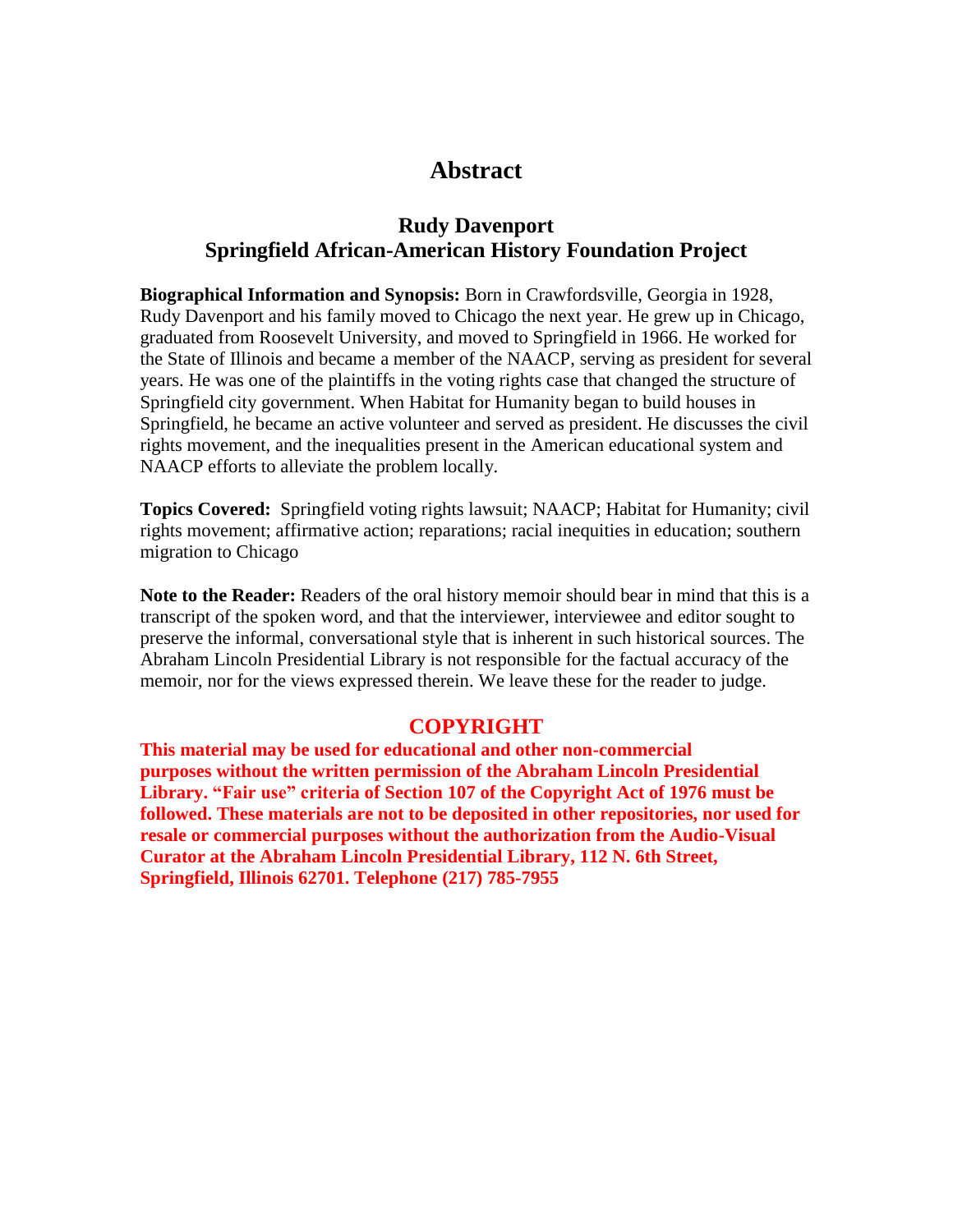# Abstract

## Rudy Davenport
## Springfield African-American History Foundation Project

**Biographical Information and Synopsis:** Born in Crawfordsville, Georgia in 1928, Rudy Davenport and his family moved to Chicago the next year. He grew up in Chicago, graduated from Roosevelt University, and moved to Springfield in 1966. He worked for the State of Illinois and became a member of the NAACP, serving as president for several years. He was one of the plaintiffs in the voting rights case that changed the structure of Springfield city government. When Habitat for Humanity began to build houses in Springfield, he became an active volunteer and served as president. He discusses the civil rights movement, and the inequalities present in the American educational system and NAACP efforts to alleviate the problem locally.

**Topics Covered:** Springfield voting rights lawsuit; NAACP; Habitat for Humanity; civil rights movement; affirmative action; reparations; racial inequities in education; southern migration to Chicago

**Note to the Reader:** Readers of the oral history memoir should bear in mind that this is a transcript of the spoken word, and that the interviewer, interviewee and editor sought to preserve the informal, conversational style that is inherent in such historical sources. The Abraham Lincoln Presidential Library is not responsible for the factual accuracy of the memoir, nor for the views expressed therein. We leave these for the reader to judge.

## COPYRIGHT

**This material may be used for educational and other non-commercial purposes without the written permission of the Abraham Lincoln Presidential Library. "Fair use" criteria of Section 107 of the Copyright Act of 1976 must be followed. These materials are not to be deposited in other repositories, nor used for resale or commercial purposes without the authorization from the Audio-Visual Curator at the Abraham Lincoln Presidential Library, 112 N. 6th Street, Springfield, Illinois 62701. Telephone (217) 785-7955**